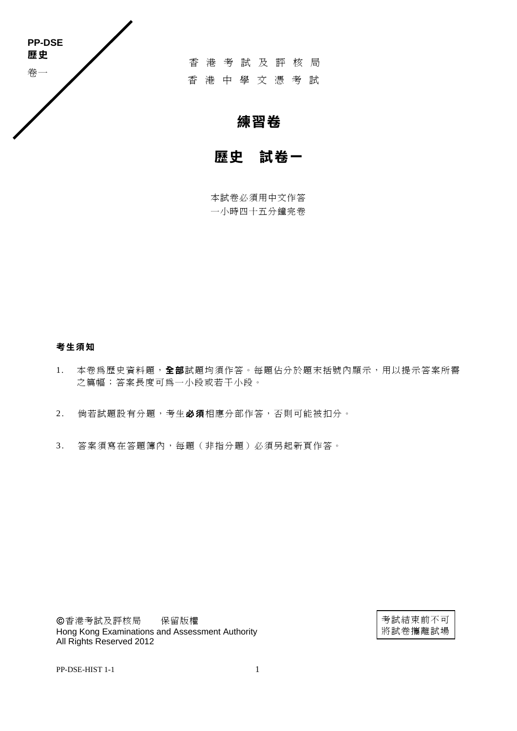PP-DSE
**歷史**
卷一

香 港 考 試 及 評 核 局
香 港 中 學 文 憑 考 試

# 練習卷

# 歷史　試卷一

本試卷必須用中文作答
一小時四十五分鐘完卷

**考生須知**

1. 本卷爲歷史資料題，**全部**試題均須作答。每題佔分於題末括號內顯示，用以提示答案所需之篇幅；答案長度可爲一小段或若干小段。

2. 倘若試題設有分題，考生**必須**相應分部作答，否則可能被扣分。

3. 答案須寫在答題簿內，每題（非指分題）必須另起新頁作答。

©香港考試及評核局　保留版權
Hong Kong Examinations and Assessment Authority
All Rights Reserved 2012

考試結束前不可將試卷攜離試場

PP-DSE-HIST 1-1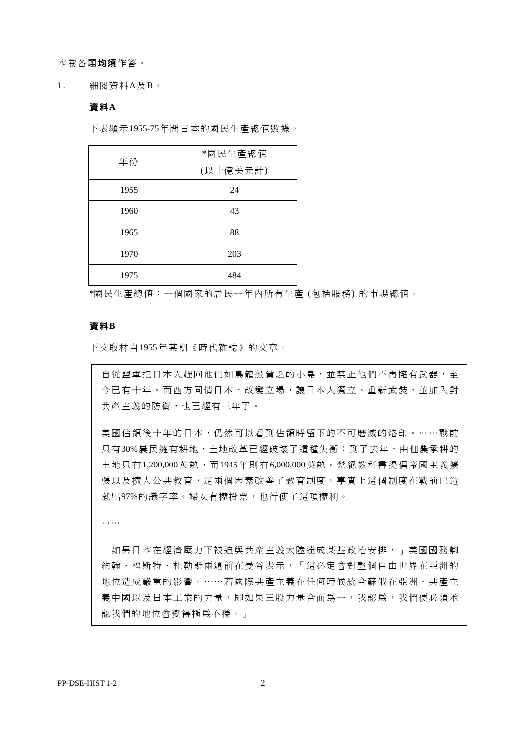本卷各題**均須**作答。

1. 細閱資料A及B。

**資料A**

下表顯示1955-75年間日本的國民生產總值數據。

| 年份 | *國民生產總值 (以十億美元計) |
|---|---|
| 1955 | 24 |
| 1960 | 43 |
| 1965 | 88 |
| 1970 | 203 |
| 1975 | 484 |

*國民生產總值：一個國家的居民一年內所有生產 (包括服務) 的市場總值。

**資料B**

下文取材自1955年某期《時代雜誌》的文章。

> 自從盟軍把日本人趕回他們如鳥籠般貧乏的小島，並禁止他們不再擁有武器，至今已有十年。而西方同情日本，改變立場，讓日本人獨立、重新武裝，並加入對共產主義的防衛，也已經有三年了。
>
> 美國佔領後十年的日本，仍然可以看到佔領時留下的不可磨滅的烙印。……戰前只有30%農民擁有耕地，土地改革已經破壞了這種失衡：到了去年，由佃農承耕的土地只有1,200,000英畝，而1945年則有6,000,000英畝。禁絕教科書提倡帝國主義擴張以及擴大公共教育，這兩個因素改善了教育制度，事實上這個制度在戰前已造就出97%的識字率。婦女有權投票，也行使了這項權利。
>
> ……
>
> 「如果日本在經濟壓力下被迫與共產主義大陸達成某些政治安排，」美國國務卿約翰・福斯特・杜勒斯兩週前在曼谷表示，「這必定會對整個自由世界在亞洲的地位造成嚴重的影響。……若國際共產主義在任何時候統合蘇俄在亞洲、共產主義中國以及日本工業的力量，即如果三股力量合而為一，我認為，我們便必須承認我們的地位會變得極為不穩。」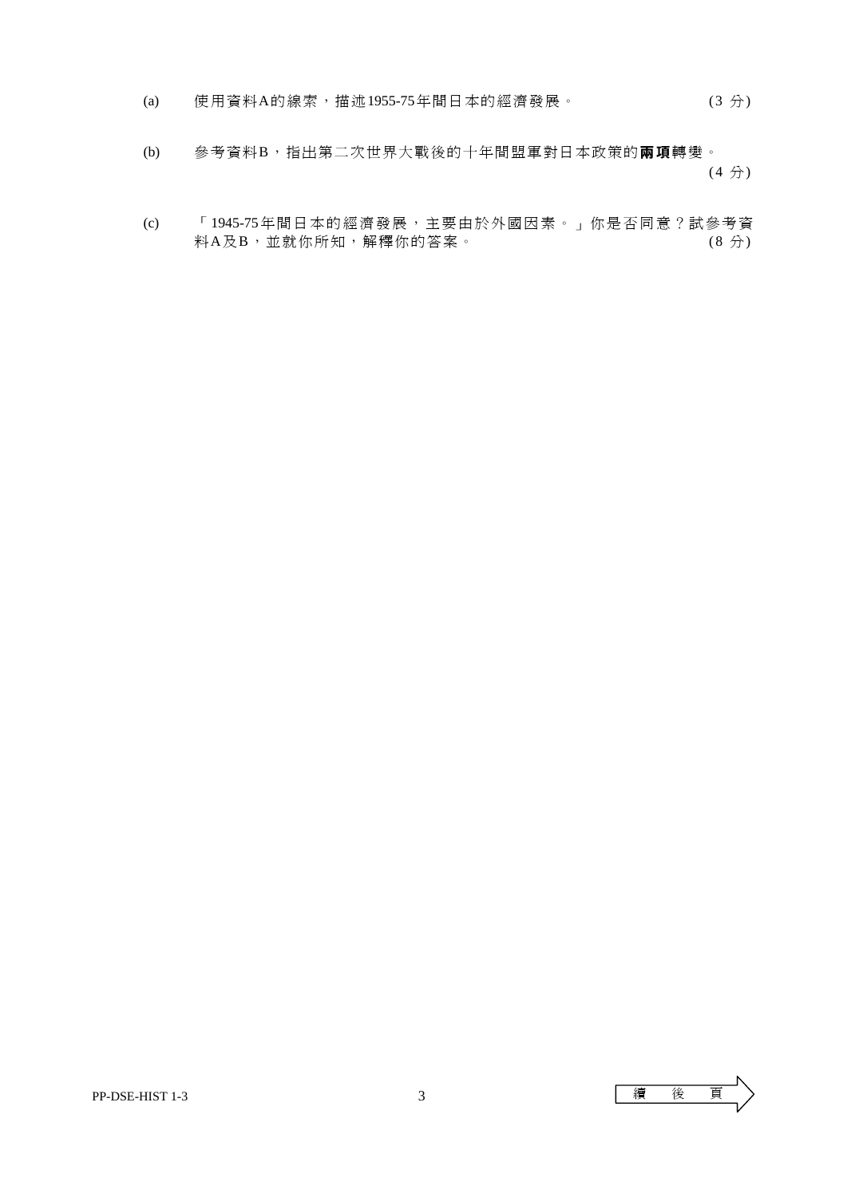(a) 使用資料A的線索，描述1955-75年間日本的經濟發展。 (3 分)

(b) 參考資料B，指出第二次世界大戰後的十年間盟軍對日本政策的**兩項**轉變。 (4 分)

(c) 「1945-75年間日本的經濟發展，主要由於外國因素。」你是否同意？試參考資料A及B，並就你所知，解釋你的答案。 (8 分)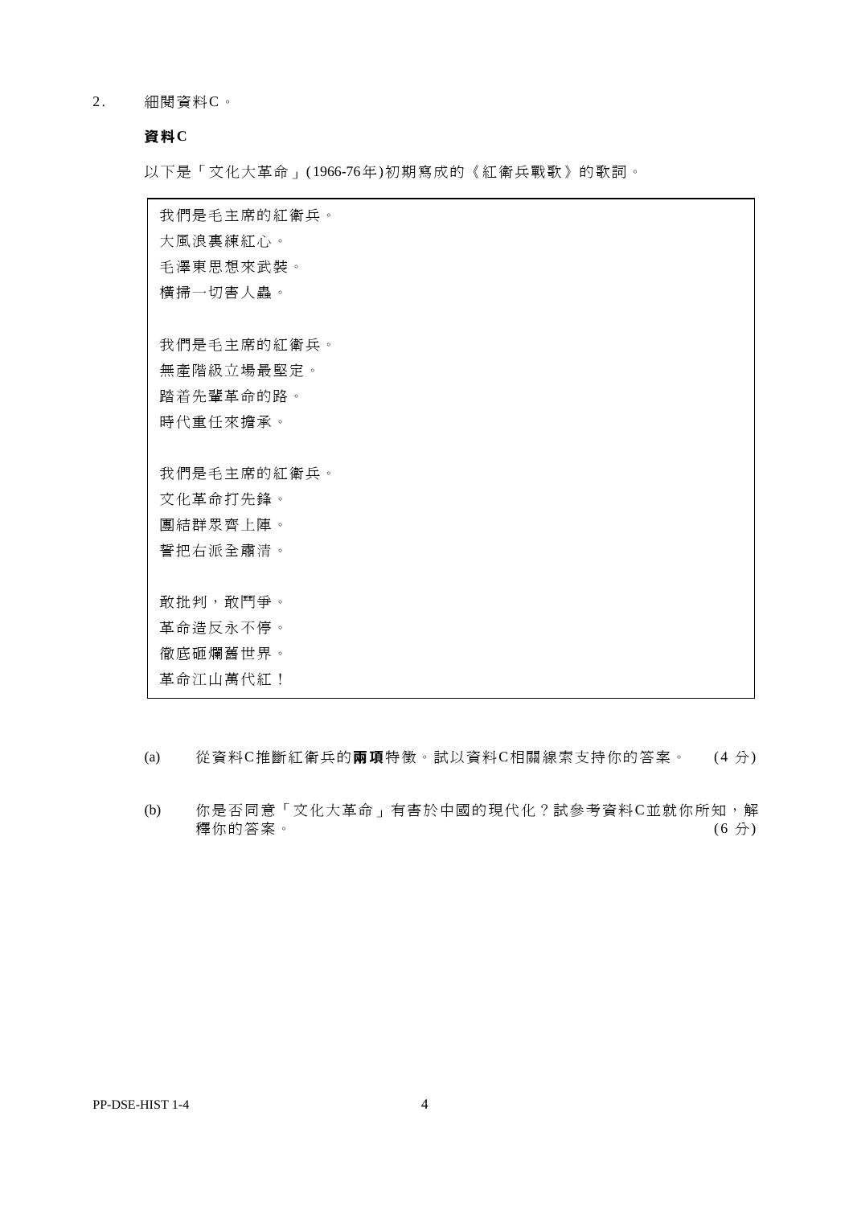2. 細閱資料C。

**資料C**

以下是「文化大革命」(1966-76年)初期寫成的《紅衛兵戰歌》的歌詞。

> 我們是毛主席的紅衛兵。
> 大風浪裏練紅心。
> 毛澤東思想來武裝。
> 橫掃一切害人蟲。
>
> 我們是毛主席的紅衛兵。
> 無產階級立場最堅定。
> 踏着先輩革命的路。
> 時代重任來擔承。
>
> 我們是毛主席的紅衛兵。
> 文化革命打先鋒。
> 團結群眾齊上陣。
> 誓把右派全肅清。
>
> 敢批判，敢鬥爭。
> 革命造反永不停。
> 徹底砸爛舊世界。
> 革命江山萬代紅！

(a) 從資料C推斷紅衛兵的**兩項**特徵。試以資料C相關線索支持你的答案。 (4 分)

(b) 你是否同意「文化大革命」有害於中國的現代化？試參考資料C並就你所知，解釋你的答案。 (6 分)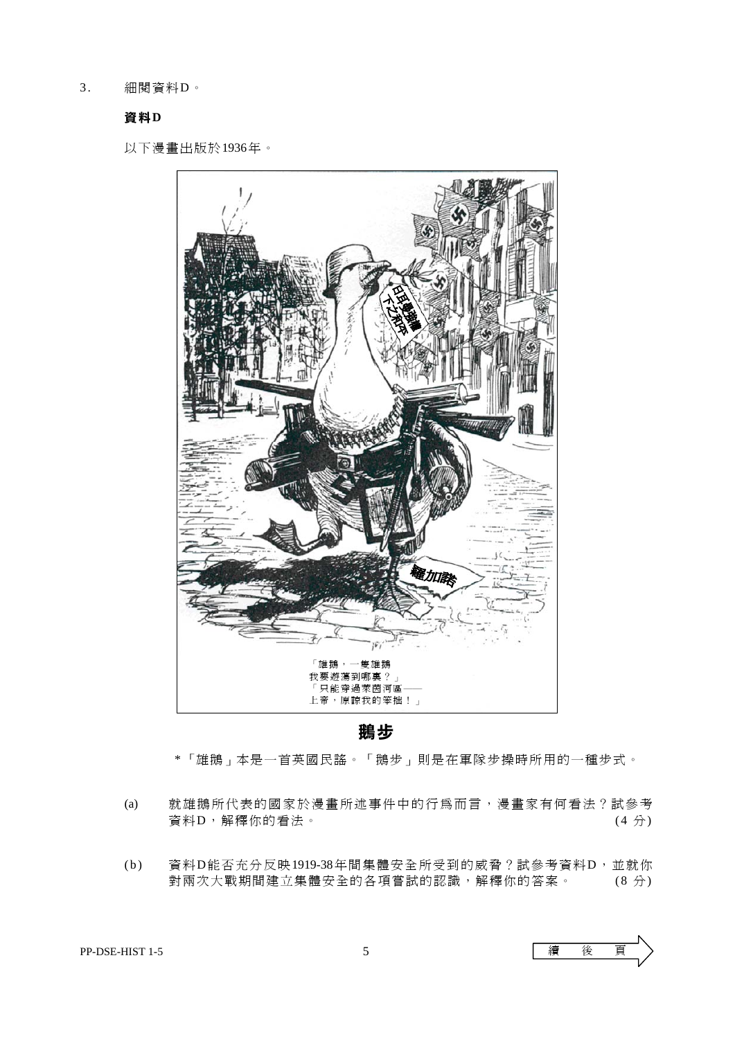3. 細閱資料D。

**資料D**

以下漫畫出版於1936年。

「雄鵝，一隻雄鵝
我要遊蕩到哪裏？」
「只能穿過萊茵河區——
上帝，原諒我的笨拙！」

**鵝步**

\*「雄鵝」本是一首英國民謠。「鵝步」則是在軍隊步操時所用的一種步式。

(a) 就雄鵝所代表的國家於漫畫所述事件中的行為而言，漫畫家有何看法？試參考資料D，解釋你的看法。 (4 分)

(b) 資料D能否充分反映1919-38年間集體安全所受到的威脅？試參考資料D，並就你對兩次大戰期間建立集體安全的各項嘗試的認識，解釋你的答案。 (8 分)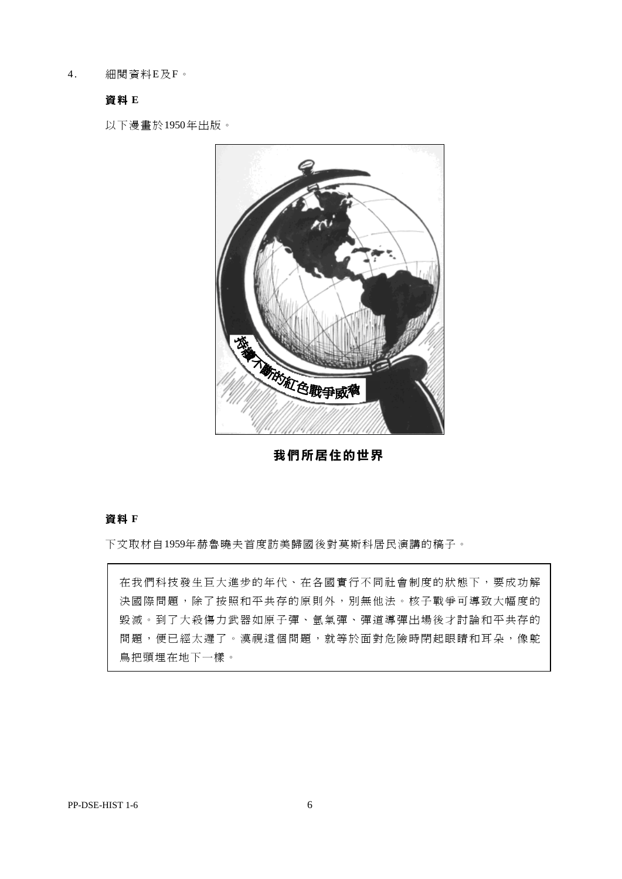4. 細閱資料E及F。

**資料 E**

以下漫畫於1950年出版。

持續不斷的紅色戰爭威脅

**我們所居住的世界**

**資料 F**

下文取材自1959年赫魯曉夫首度訪美歸國後對莫斯科居民演講的稿子。

> 在我們科技發生巨大進步的年代、在各國實行不同社會制度的狀態下，要成功解決國際問題，除了按照和平共存的原則外，別無他法。核子戰爭可導致大幅度的毀滅。到了大殺傷力武器如原子彈、氫氣彈、彈道導彈出場後才討論和平共存的問題，便已經太遲了。漠視這個問題，就等於面對危險時閉起眼睛和耳朵，像鴕鳥把頭埋在地下一樣。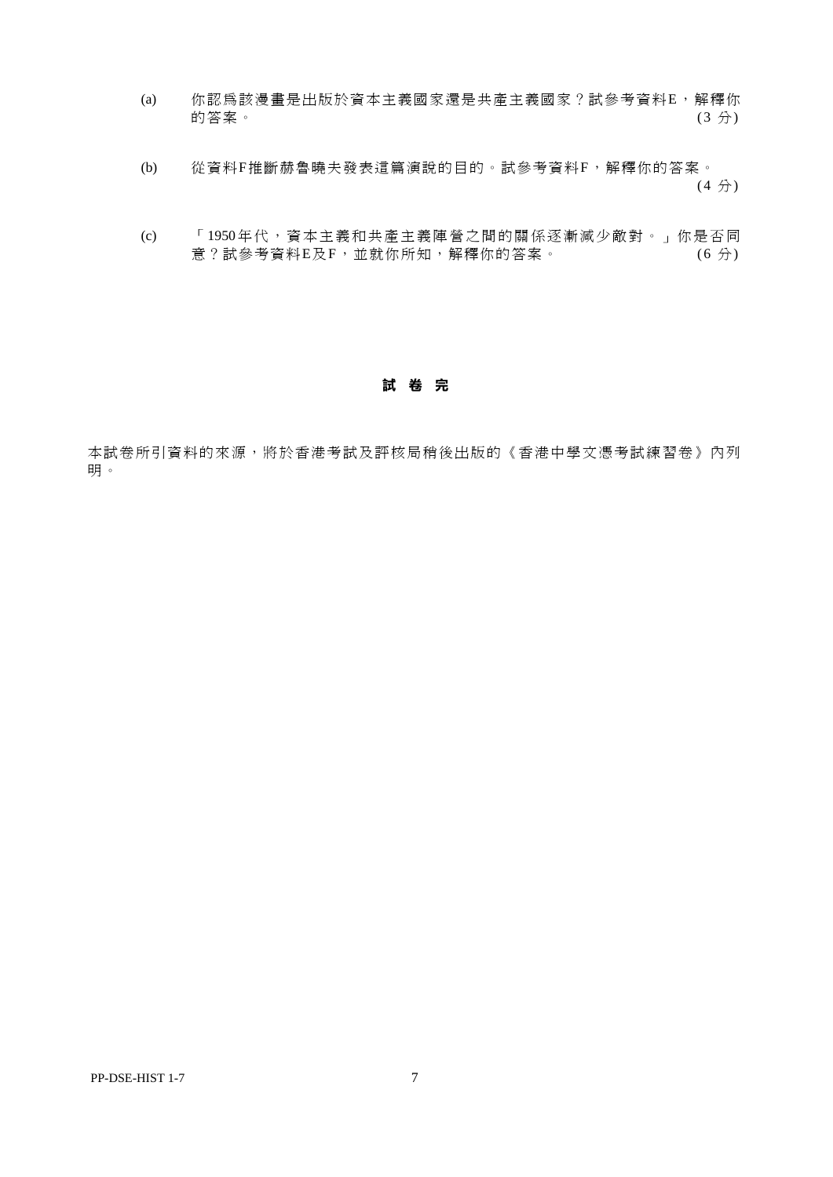(a) 你認爲該漫畫是出版於資本主義國家還是共產主義國家？試參考資料E，解釋你的答案。 (3 分)

(b) 從資料F推斷赫魯曉夫發表這篇演說的目的。試參考資料F，解釋你的答案。 (4 分)

(c) 「1950年代，資本主義和共產主義陣營之間的關係逐漸減少敵對。」你是否同意？試參考資料E及F，並就你所知，解釋你的答案。 (6 分)

**試 卷 完**

本試卷所引資料的來源，將於香港考試及評核局稍後出版的《香港中學文憑考試練習卷》內列明。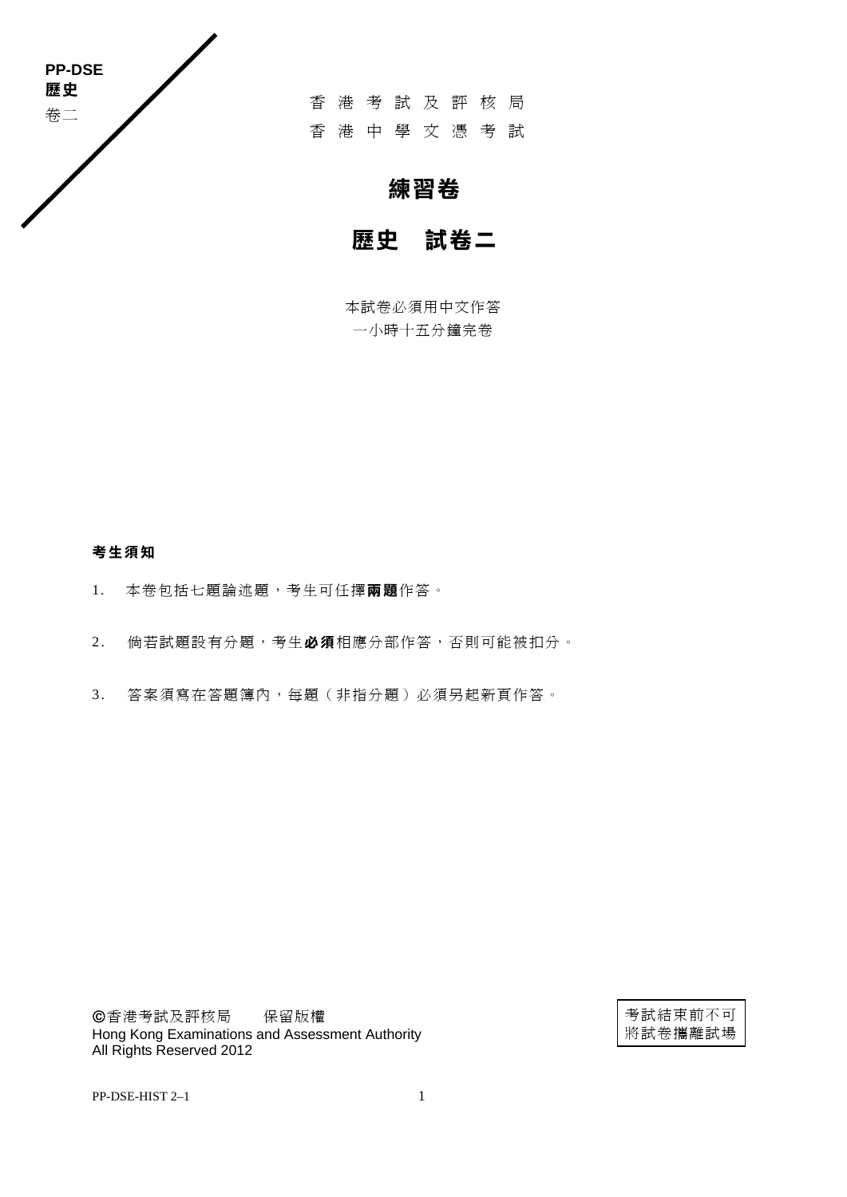PP-DSE
**歷史**
卷二

香港考試及評核局
香港中學文憑考試

# 練習卷

# 歷史　試卷二

本試卷必須用中文作答
一小時十五分鐘完卷

**考生須知**

1. 本卷包括七題論述題，考生可任擇**兩題**作答。

2. 倘若試題設有分題，考生**必須**相應分部作答，否則可能被扣分。

3. 答案須寫在答題簿內，每題（非指分題）必須另起新頁作答。

©香港考試及評核局　保留版權
Hong Kong Examinations and Assessment Authority
All Rights Reserved 2012

考試結束前不可
將試卷攜離試場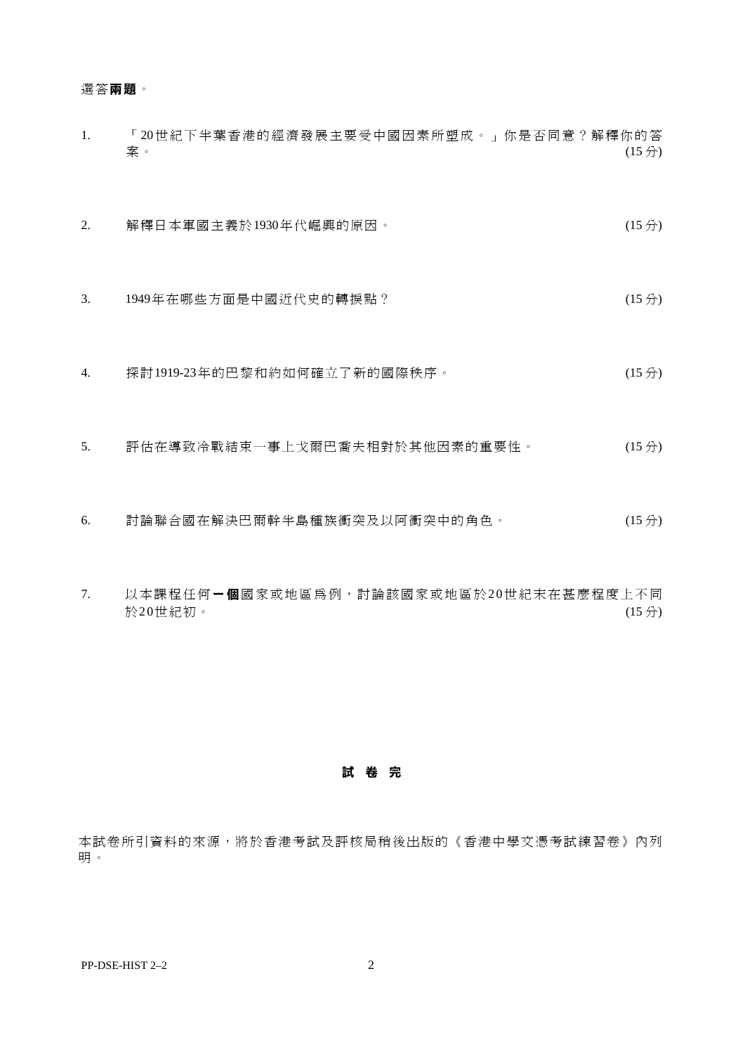選答**兩題**。

1. 「20世紀下半葉香港的經濟發展主要受中國因素所塑成。」你是否同意？解釋你的答案。 (15分)

2. 解釋日本軍國主義於1930年代崛興的原因。 (15分)

3. 1949年在哪些方面是中國近代史的轉捩點？ (15分)

4. 探討1919-23年的巴黎和約如何確立了新的國際秩序。 (15分)

5. 評估在導致冷戰結束一事上戈爾巴喬夫相對於其他因素的重要性。 (15分)

6. 討論聯合國在解決巴爾幹半島種族衝突及以阿衝突中的角色。 (15分)

7. 以本課程任何**一個**國家或地區爲例，討論該國家或地區於20世紀末在甚麼程度上不同於20世紀初。 (15分)

**試 卷 完**

本試卷所引資料的來源，將於香港考試及評核局稍後出版的《香港中學文憑考試練習卷》內列明。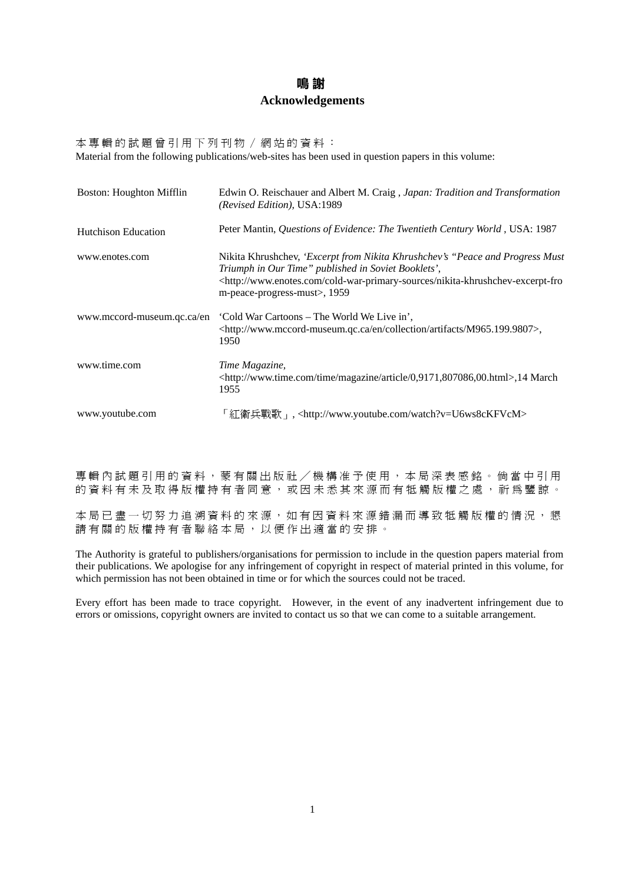# 鳴謝
# Acknowledgements

本專輯的試題曾引用下列刊物／網站的資料：

Material from the following publications/web-sites has been used in question papers in this volume:

| | |
|---|---|
| Boston: Houghton Mifflin | Edwin O. Reischauer and Albert M. Craig , *Japan: Tradition and Transformation (Revised Edition)*, USA:1989 |
| Hutchison Education | Peter Mantin, *Questions of Evidence: The Twentieth Century World* , USA: 1987 |
| www.enotes.com | Nikita Khrushchev, *'Excerpt from Nikita Khrushchev's "Peace and Progress Must Triumph in Our Time" published in Soviet Booklets'*, <http://www.enotes.com/cold-war-primary-sources/nikita-khrushchev-excerpt-from-peace-progress-must>, 1959 |
| www.mccord-museum.qc.ca/en | 'Cold War Cartoons – The World We Live in', <http://www.mccord-museum.qc.ca/en/collection/artifacts/M965.199.9807>, 1950 |
| www.time.com | *Time Magazine*, <http://www.time.com/time/magazine/article/0,9171,807086,00.html>,14 March 1955 |
| www.youtube.com | 「紅衛兵戰歌」, <http://www.youtube.com/watch?v=U6ws8cKFVcM> |

專輯內試題引用的資料，蒙有關出版社／機構准予使用，本局深表感銘。倘當中引用的資料有未及取得版權持有者同意，或因未悉其來源而有牴觸版權之處，祈為鑒諒。

本局已盡一切努力追溯資料的來源，如有因資料來源錯漏而導致牴觸版權的情況，懇請有關的版權持有者聯絡本局，以便作出適當的安排。

The Authority is grateful to publishers/organisations for permission to include in the question papers material from their publications. We apologise for any infringement of copyright in respect of material printed in this volume, for which permission has not been obtained in time or for which the sources could not be traced.

Every effort has been made to trace copyright. However, in the event of any inadvertent infringement due to errors or omissions, copyright owners are invited to contact us so that we can come to a suitable arrangement.